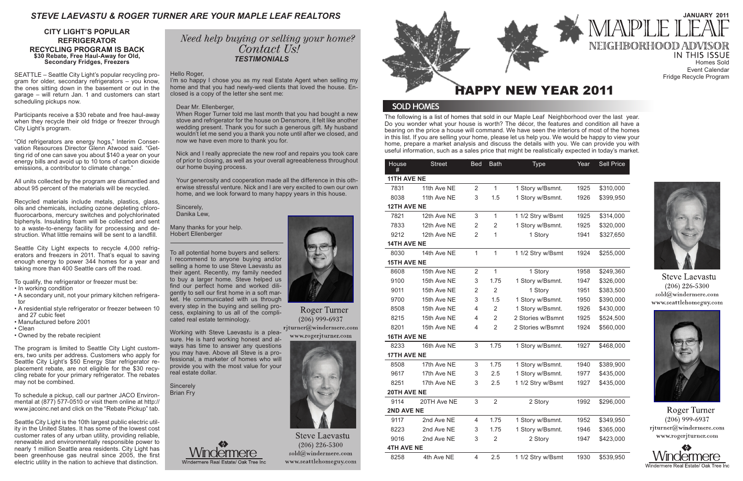## STEVE LAEVASTU & ROGER TURNER ARE YOUR MAPLE LEAF REALTORS

### CITY LIGHT'S POPULAR REFRIGERATOR RECYCLING PROGRAM IS BACK

**$30 Rebate, Free Haul-Away for Old, Secondary Fridges, Freezers**

SEATTLE – Seattle City Light's popular recycling program for older, secondary refrigerators – you know, the ones sitting down in the basement or out in the garage – will return Jan. 1 and customers can start scheduling pickups now.

Participants receive a $30 rebate and free haul-away when they recycle their old fridge or freezer through City Light's program.

"Old refrigerators are energy hogs," Interim Conservation Resources Director Glenn Atwood said. "Getting rid of one can save you about $140 a year on your energy bills and avoid up to 10 tons of carbon dioxide emissions, a contributor to climate change."

All units collected by the program are dismantled and about 95 percent of the materials will be recycled.

Recycled materials include metals, plastics, glass, oils and chemicals, including ozone depleting chlorofluorocarbons, mercury switches and polychlorinated biphenyls. Insulating foam will be collected and sent to a waste-to-energy facility for processing and destruction. What little remains will be sent to a landfill.

Seattle City Light expects to recycle 4,000 refrigerators and freezers in 2011. That's equal to saving enough energy to power 344 homes for a year and taking more than 400 Seattle cars off the road.

To qualify, the refrigerator or freezer must be:

- In working condition
- A secondary unit, not your primary kitchen refrigerator
- A residential style refrigerator or freezer between 10 and 27 cubic feet
- Manufactured before 2001
- Clean
- Owned by the rebate recipient

The program is limited to Seattle City Light customers, two units per address. Customers who apply for Seattle City Light's $50 Energy Star refrigerator replacement rebate, are not eligible for the $30 recycling rebate for your primary refrigerator. The rebates may not be combined.

To schedule a pickup, call our partner JACO Environmental at (877) 577-0510 or visit them online at http://www.jacoinc.net and click on the "Rebate Pickup" tab.

Seattle City Light is the 10th largest public electric utility in the United States. It has some of the lowest cost customer rates of any urban utility, providing reliable, renewable and environmentally responsible power to nearly 1 million Seattle area residents. City Light has been greenhouse gas neutral since 2005, the first electric utility in the nation to achieve that distinction.

## *Need help buying or selling your home? Contact Us!*

### *TESTIMONIALS*

Hello Roger,
I'm so happy I chose you as my real Estate Agent when selling my home and that you had newly-wed clients that loved the house. Enclosed is a copy of the letter she sent me:

Dear Mr. Ellenberger,
When Roger Turner told me last month that you had bought a new stove and refrigerator for the house on Densmore, it felt like another wedding present. Thank you for such a generous gift. My husband wouldn't let me send you a thank you note until after we closed, and now we have even more to thank you for.

Nick and I really appreciate the new roof and repairs you took care of prior to closing, as well as your overall agreeableness throughout our home buying process.

Your generosity and cooperation made all the difference in this otherwise stressful venture. Nick and I are very excited to own our own home, and we look forward to many happy years in this house.

Sincerely,
Danika Lew,

Many thanks for your help.
Hobert Ellenberger

---

To all potential home buyers and sellers: I recommend to anyone buying and/or selling a home to use Steve Laevastu as their agent. Recently, my family needed to buy a larger home. Steve helped us find our perfect home and worked diligently to sell our first home in a soft market. He communicated with us through every step in the buying and selling process, explaining to us all of the complicated real estate terminology.

Working with Steve Laevastu is a pleasure. He is hard working honest and always has time to answer any questions you may have. Above all Steve is a professional, a marketer of homes who will provide you with the most value for your real estate dollar.

Sincerely
Brian Fry

Roger Turner
(206) 999-6937
rjturner@windermere.com
www.rogerjturner.com

Steve Laevastu
(206) 226-5300
sold@windermere.com
www.seattlehomeguy.com

Windermere Real Estate/ Oak Tree Inc

# MAPLE LEAF NEIGHBORHOOD ADVISOR

JANUARY 2011

**IN THIS ISSUE**
Homes Sold
Event Calendar
Fridge Recycle Program

# HAPPY NEW YEAR 2011

## SOLD HOMES

The following is a list of homes that sold in our Maple Leaf Neighborhood over the last year. Do you wonder what your house is worth? The décor, the features and condition all have a bearing on the price a house will command. We have seen the interiors of most of the homes in this list. If you are selling your home, please let us help you. We would be happy to view your home, prepare a market analysis and discuss the details with you. We can provide you with useful information, such as a sales price that might be realistically expected in today's market.

| House # | Street | Bed | Bath | Type | Year | Sell Price |
|---|---|---|---|---|---|---|
| **11TH AVE NE** | | | | | | |
| 7831 | 11th Ave NE | 2 | 1 | 1 Story w/Bsmnt. | 1925 | $310,000 |
| 8038 | 11th Ave NE | 3 | 1.5 | 1 Story w/Bsmnt. | 1926 | $399,950 |
| **12TH AVE NE** | | | | | | |
| 7821 | 12th Ave NE | 3 | 1 | 1 1/2 Stry w/Bsmt | 1925 | $314,000 |
| 7833 | 12th Ave NE | 2 | 2 | 1 Story w/Bsmnt. | 1925 | $320,000 |
| 9212 | 12th Ave NE | 2 | 1 | 1 Story | 1941 | $327,650 |
| **14TH AVE NE** | | | | | | |
| 8030 | 14th Ave NE | 1 | 1 | 1 1/2 Stry w/Bsmt | 1924 | $255,000 |
| **15TH AVE NE** | | | | | | |
| 8608 | 15th Ave NE | 2 | 1 | 1 Story | 1958 | $249,360 |
| 9100 | 15th Ave NE | 3 | 1.75 | 1 Story w/Bsmnt. | 1947 | $326,000 |
| 9011 | 15th Ave NE | 2 | 2 | 1 Story | 1951 | $383,500 |
| 9700 | 15th Ave NE | 3 | 1.5 | 1 Story w/Bsmnt. | 1950 | $390,000 |
| 8508 | 15th Ave NE | 4 | 2 | 1 Story w/Bsmnt. | 1926 | $430,000 |
| 8215 | 15th Ave NE | 4 | 2 | 2 Stories w/Bsmnt | 1925 | $524,500 |
| 8201 | 15th Ave NE | 4 | 2 | 2 Stories w/Bsmnt | 1924 | $560,000 |
| **16TH AVE NE** | | | | | | |
| 8233 | 16th Ave NE | 3 | 1.75 | 1 Story w/Bsmnt. | 1927 | $468,000 |
| **17TH AVE NE** | | | | | | |
| 8508 | 17th Ave NE | 3 | 1.75 | 1 Story w/Bsmnt. | 1940 | $389,900 |
| 9617 | 17th Ave NE | 3 | 2.5 | 1 Story w/Bsmnt. | 1977 | $435,000 |
| 8251 | 17th Ave NE | 3 | 2.5 | 1 1/2 Stry w/Bsmt | 1927 | $435,000 |
| **20TH AVE NE** | | | | | | |
| 9114 | 20TH Ave NE | 3 | 2 | 2 Story | 1992 | $296,000 |
| **2ND AVE NE** | | | | | | |
| 9117 | 2nd Ave NE | 4 | 1.75 | 1 Story w/Bsmnt. | 1952 | $349,950 |
| 8223 | 2nd Ave NE | 3 | 1.75 | 1 Story w/Bsmnt. | 1946 | $365,000 |
| 9016 | 2nd Ave NE | 3 | 2 | 2 Story | 1947 | $423,000 |
| **4TH AVE NE** | | | | | | |
| 8258 | 4th Ave NE | 4 | 2.5 | 1 1/2 Stry w/Bsmt | 1930 | $539,950 |

Steve Laevastu
(206) 226-5300
sold@windermere.com
www.seattlehomeguy.com

Roger Turner
(206) 999-6937
rjturner@windermere.com
www.rogerjturner.com

Windermere Real Estate/ Oak Tree Inc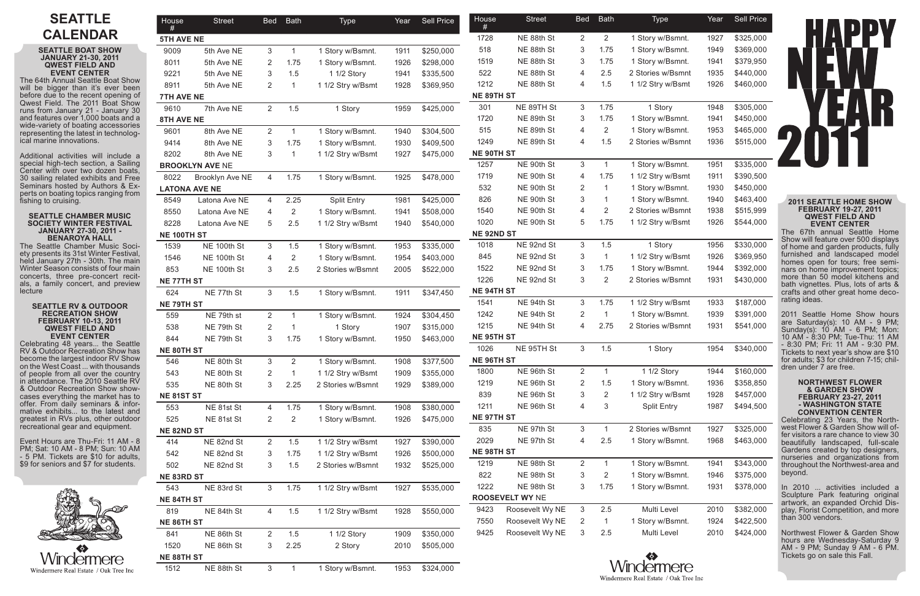# SEATTLE CALENDAR

### SEATTLE BOAT SHOW JANUARY 21-30, 2011 QWEST FIELD AND EVENT CENTER

The 64th Annual Seattle Boat Show will be bigger than it's ever been before due to the recent opening of Qwest Field. The 2011 Boat Show runs from January 21 - January 30 and features over 1,000 boats and a wide-variety of boating accessories representing the latest in technological marine innovations.

Additional activities will include a special high-tech section, a Sailing Center with over two dozen boats, 30 sailing related exhibits and Free Seminars hosted by Authors & Experts on boating topics ranging from fishing to cruising.

### SEATTLE CHAMBER MUSIC SOCIETY WINTER FESTIVAL JANUARY 27-30, 2011 - BENAROYA HALL

The Seattle Chamber Music Society presents its 31st Winter Festival, held January 27th - 30th. The main Winter Season consists of four main concerts, three pre-concert recitals, a family concert, and preview lecture

### SEATTLE RV & OUTDOOR RECREATION SHOW FEBRUARY 10-13, 2011 QWEST FIELD AND EVENT CENTER

Celebrating 48 years... the Seattle RV & Outdoor Recreation Show has become the largest indoor RV Show on the West Coast ... with thousands of people from all over the country in attendance. The 2010 Seattle RV & Outdoor Recreation Show showcases everything the market has to offer. From daily seminars & informative exhibits... to the latest and greatest in RVs plus, other outdoor recreational gear and equipment.

Event Hours are Thu-Fri: 11 AM - 8 PM; Sat: 10 AM - 8 PM; Sun: 10 AM - 5 PM. Tickets are $10 for adults, $9 for seniors and $7 for students.

Windermere
Windermere Real Estate / Oak Tree Inc

| House # | Street | Bed | Bath | Type | Year | Sell Price |
|---|---|---|---|---|---|---|
| **5TH AVE NE** | | | | | | |
| 9009 | 5th Ave NE | 3 | 1 | 1 Story w/Bsmnt. | 1911 | $250,000 |
| 8011 | 5th Ave NE | 2 | 1.75 | 1 Story w/Bsmnt. | 1926 | $298,000 |
| 9221 | 5th Ave NE | 3 | 1.5 | 1 1/2 Story | 1941 | $335,500 |
| 8911 | 5th Ave NE | 2 | 1 | 1 1/2 Stry w/Bsmt | 1928 | $369,950 |
| **7TH AVE NE** | | | | | | |
| 9610 | 7th Ave NE | 2 | 1.5 | 1 Story | 1959 | $425,000 |
| **8TH AVE NE** | | | | | | |
| 9601 | 8th Ave NE | 2 | 1 | 1 Story w/Bsmnt. | 1940 | $304,500 |
| 9414 | 8th Ave NE | 3 | 1.75 | 1 Story w/Bsmnt. | 1930 | $409,500 |
| 8202 | 8th Ave NE | 3 | 1 | 1 1/2 Stry w/Bsmt | 1927 | $475,000 |
| **BROOKLYN AVE NE** | | | | | | |
| 8022 | Brooklyn Ave NE | 4 | 1.75 | 1 Story w/Bsmnt. | 1925 | $478,000 |
| **LATONA AVE NE** | | | | | | |
| 8549 | Latona Ave NE | 4 | 2.25 | Split Entry | 1981 | $425,000 |
| 8550 | Latona Ave NE | 4 | 2 | 1 Story w/Bsmnt. | 1941 | $508,000 |
| 8228 | Latona Ave NE | 5 | 2.5 | 1 1/2 Stry w/Bsmt | 1940 | $540,000 |
| **NE 100TH ST** | | | | | | |
| 1539 | NE 100th St | 3 | 1.5 | 1 Story w/Bsmnt. | 1953 | $335,000 |
| 1546 | NE 100th St | 4 | 2 | 1 Story w/Bsmnt. | 1954 | $403,000 |
| 853 | NE 100th St | 3 | 2.5 | 2 Stories w/Bsmnt | 2005 | $522,000 |
| **NE 77TH ST** | | | | | | |
| 624 | NE 77th St | 3 | 1.5 | 1 Story w/Bsmnt. | 1911 | $347,450 |
| **NE 79TH ST** | | | | | | |
| 559 | NE 79th st | 2 | 1 | 1 Story w/Bsmnt. | 1924 | $304,450 |
| 538 | NE 79th St | 2 | 1 | 1 Story | 1907 | $315,000 |
| 844 | NE 79th St | 3 | 1.75 | 1 Story w/Bsmnt. | 1950 | $463,000 |
| **NE 80TH ST** | | | | | | |
| 546 | NE 80th St | 3 | 2 | 1 Story w/Bsmnt. | 1908 | $377,500 |
| 543 | NE 80th St | 2 | 1 | 1 1/2 Stry w/Bsmt | 1909 | $355,000 |
| 535 | NE 80th St | 3 | 2.25 | 2 Stories w/Bsmnt | 1929 | $389,000 |
| **NE 81ST ST** | | | | | | |
| 553 | NE 81st St | 4 | 1.75 | 1 Story w/Bsmnt. | 1908 | $380,000 |
| 525 | NE 81st St | 2 | 2 | 1 Story w/Bsmnt. | 1926 | $475,000 |
| **NE 82ND ST** | | | | | | |
| 414 | NE 82nd St | 2 | 1.5 | 1 1/2 Stry w/Bsmt | 1927 | $390,000 |
| 542 | NE 82nd St | 3 | 1.75 | 1 1/2 Stry w/Bsmt | 1926 | $500,000 |
| 502 | NE 82nd St | 3 | 1.5 | 2 Stories w/Bsmnt | 1932 | $525,000 |
| **NE 83RD ST** | | | | | | |
| 543 | NE 83rd St | 3 | 1.75 | 1 1/2 Stry w/Bsmt | 1927 | $535,000 |
| **NE 84TH ST** | | | | | | |
| 819 | NE 84th St | 4 | 1.5 | 1 1/2 Stry w/Bsmt | 1928 | $550,000 |
| **NE 86TH ST** | | | | | | |
| 841 | NE 86th St | 2 | 1.5 | 1 1/2 Story | 1909 | $350,000 |
| 1520 | NE 86th St | 3 | 2.25 | 2 Story | 2010 | $505,000 |
| **NE 88TH ST** | | | | | | |
| 1512 | NE 88th St | 3 | 1 | 1 Story w/Bsmnt. | 1953 | $324,000 |
| 1728 | NE 88th St | 2 | 2 | 1 Story w/Bsmnt. | 1927 | $325,000 |
| 518 | NE 88th St | 3 | 1.75 | 1 Story w/Bsmnt. | 1949 | $369,000 |
| 1519 | NE 88th St | 3 | 1.75 | 1 Story w/Bsmnt. | 1941 | $379,950 |
| 522 | NE 88th St | 4 | 2.5 | 2 Stories w/Bsmnt | 1935 | $440,000 |
| 1212 | NE 88th St | 4 | 1.5 | 1 1/2 Stry w/Bsmt | 1926 | $460,000 |
| **NE 89TH ST** | | | | | | |
| 301 | NE 89TH St | 3 | 1.75 | 1 Story | 1948 | $305,000 |
| 1720 | NE 89th St | 3 | 1.75 | 1 Story w/Bsmnt. | 1941 | $450,000 |
| 515 | NE 89th St | 4 | 2 | 1 Story w/Bsmnt. | 1953 | $465,000 |
| 1249 | NE 89th St | 4 | 1.5 | 2 Stories w/Bsmnt | 1936 | $515,000 |
| **NE 90TH ST** | | | | | | |
| 1257 | NE 90th St | 3 | 1 | 1 Story w/Bsmnt. | 1951 | $335,000 |
| 1719 | NE 90th St | 4 | 1.75 | 1 1/2 Stry w/Bsmt | 1911 | $390,500 |
| 532 | NE 90th St | 2 | 1 | 1 Story w/Bsmnt. | 1930 | $450,000 |
| 826 | NE 90th St | 3 | 1 | 1 Story w/Bsmnt. | 1940 | $463,400 |
| 1540 | NE 90th St | 4 | 2 | 2 Stories w/Bsmnt | 1938 | $515,999 |
| 1020 | NE 90th St | 5 | 1.75 | 1 1/2 Stry w/Bsmt | 1926 | $544,000 |
| **NE 92ND ST** | | | | | | |
| 1018 | NE 92nd St | 3 | 1.5 | 1 Story | 1956 | $330,000 |
| 845 | NE 92nd St | 3 | 1 | 1 1/2 Stry w/Bsmt | 1926 | $369,950 |
| 1522 | NE 92nd St | 3 | 1.75 | 1 Story w/Bsmnt. | 1944 | $392,000 |
| 1226 | NE 92nd St | 3 | 2 | 2 Stories w/Bsmnt | 1931 | $430,000 |
| **NE 94TH ST** | | | | | | |
| 1541 | NE 94th St | 3 | 1.75 | 1 1/2 Stry w/Bsmt | 1933 | $187,000 |
| 1242 | NE 94th St | 2 | 1 | 1 Story w/Bsmnt. | 1939 | $391,000 |
| 1215 | NE 94th St | 4 | 2.75 | 2 Stories w/Bsmnt | 1931 | $541,000 |
| **NE 95TH ST** | | | | | | |
| 1026 | NE 95TH St | 3 | 1.5 | 1 Story | 1954 | $340,000 |
| **NE 96TH ST** | | | | | | |
| 1800 | NE 96th St | 2 | 1 | 1 1/2 Story | 1944 | $160,000 |
| 1219 | NE 96th St | 2 | 1.5 | 1 Story w/Bsmnt. | 1936 | $358,850 |
| 839 | NE 96th St | 3 | 2 | 1 1/2 Stry w/Bsmt | 1928 | $457,000 |
| 1211 | NE 96th St | 4 | 3 | Split Entry | 1987 | $494,500 |
| **NE 97TH ST** | | | | | | |
| 835 | NE 97th St | 3 | 1 | 2 Stories w/Bsmnt | 1927 | $325,000 |
| 2029 | NE 97th St | 4 | 2.5 | 1 Story w/Bsmnt. | 1968 | $463,000 |
| **NE 98TH ST** | | | | | | |
| 1219 | NE 98th St | 2 | 1 | 1 Story w/Bsmnt. | 1941 | $343,000 |
| 822 | NE 98th St | 3 | 2 | 1 Story w/Bsmnt. | 1946 | $375,000 |
| 1222 | NE 98th St | 3 | 1.75 | 1 Story w/Bsmnt. | 1931 | $378,000 |
| **ROOSEVELT WY NE** | | | | | | |
| 9423 | Roosevelt Wy NE | 3 | 2.5 | Multi Level | 2010 | $382,000 |
| 7550 | Roosevelt Wy NE | 2 | 1 | 1 Story w/Bsmnt. | 1924 | $422,500 |
| 9425 | Roosevelt Wy NE | 3 | 2.5 | Multi Level | 2010 | $424,000 |

Windermere
Windermere Real Estate / Oak Tree Inc

# HAPPY NEW YEAR 2011

### 2011 SEATTLE HOME SHOW FEBRUARY 19-27, 2011 QWEST FIELD AND EVENT CENTER

The 67th annual Seattle Home Show will feature over 500 displays of home and garden products, fully furnished and landscaped model homes open for tours; free seminars on home improvement topics; more than 50 model kitchens and bath vignettes. Plus, lots of arts & crafts and other great home decorating ideas.

2011 Seattle Home Show hours are Saturday(s): 10 AM - 9 PM; Sunday(s): 10 AM - 6 PM; Mon: 10 AM - 8:30 PM; Tue-Thu: 11 AM - 8:30 PM; Fri: 11 AM - 9:30 PM. Tickets to next year's show are $10 for adults; $3 for children 7-15; children under 7 are free.

### NORTHWEST FLOWER & GARDEN SHOW FEBRUARY 23-27, 2011 - WASHINGTON STATE CONVENTION CENTER

Celebrating 23 Years, the Northwest Flower & Garden Show will offer visitors a rare chance to view 30 beautifully landscaped, full-scale Gardens created by top designers, nurseries and organizations from throughout the Northwest-area and beyond.

In 2010 ... activities included a Sculpture Park featuring original artwork, an expanded Orchid Display, Florist Competition, and more than 300 vendors.

Northwest Flower & Garden Show hours are Wednesday-Saturday 9 AM - 9 PM; Sunday 9 AM - 6 PM. Tickets go on sale this Fall.